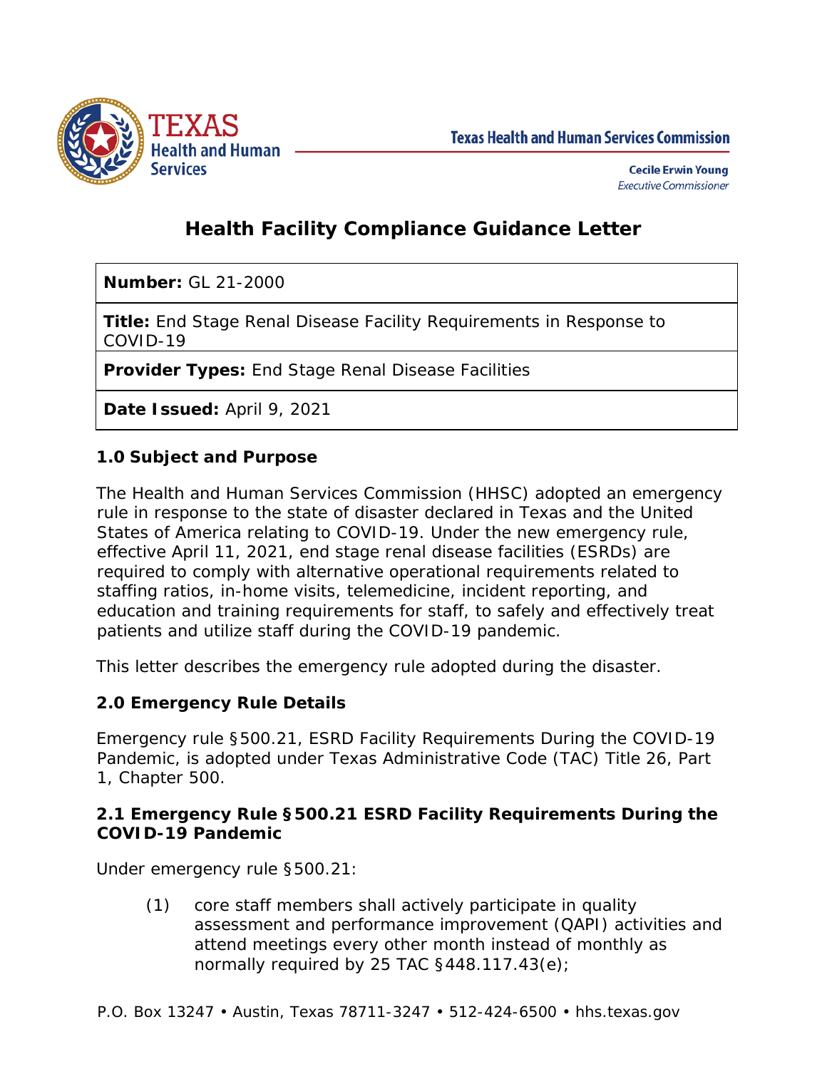Texas Health and Human Services Commission

**Cecile Erwin Young**
*Executive Commissioner*

# Health Facility Compliance Guidance Letter

| |
|---|
| **Number:** GL 21-2000 |
| **Title:** End Stage Renal Disease Facility Requirements in Response to COVID-19 |
| **Provider Types:** End Stage Renal Disease Facilities |
| **Date Issued:** April 9, 2021 |

## 1.0 Subject and Purpose

The Health and Human Services Commission (HHSC) adopted an emergency rule in response to the state of disaster declared in Texas and the United States of America relating to COVID-19. Under the new emergency rule, effective April 11, 2021, end stage renal disease facilities (ESRDs) are required to comply with alternative operational requirements related to staffing ratios, in-home visits, telemedicine, incident reporting, and education and training requirements for staff, to safely and effectively treat patients and utilize staff during the COVID-19 pandemic.

This letter describes the emergency rule adopted during the disaster.

## 2.0 Emergency Rule Details

Emergency rule §500.21, ESRD Facility Requirements During the COVID-19 Pandemic, is adopted under Texas Administrative Code (TAC) Title 26, Part 1, Chapter 500.

### 2.1 Emergency Rule §500.21 ESRD Facility Requirements During the COVID-19 Pandemic

Under emergency rule §500.21:

(1) core staff members shall actively participate in quality assessment and performance improvement (QAPI) activities and attend meetings every other month instead of monthly as normally required by 25 TAC §448.117.43(e);

P.O. Box 13247 • Austin, Texas 78711-3247 • 512-424-6500 • hhs.texas.gov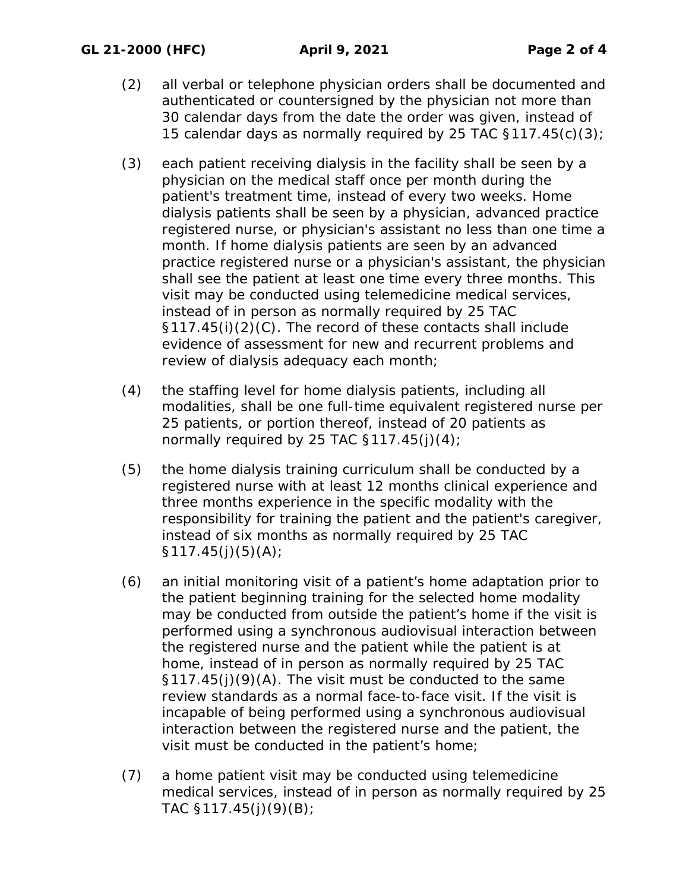(2) all verbal or telephone physician orders shall be documented and authenticated or countersigned by the physician not more than 30 calendar days from the date the order was given, instead of 15 calendar days as normally required by 25 TAC §117.45(c)(3);

(3) each patient receiving dialysis in the facility shall be seen by a physician on the medical staff once per month during the patient's treatment time, instead of every two weeks. Home dialysis patients shall be seen by a physician, advanced practice registered nurse, or physician's assistant no less than one time a month. If home dialysis patients are seen by an advanced practice registered nurse or a physician's assistant, the physician shall see the patient at least one time every three months. This visit may be conducted using telemedicine medical services, instead of in person as normally required by 25 TAC §117.45(i)(2)(C). The record of these contacts shall include evidence of assessment for new and recurrent problems and review of dialysis adequacy each month;

(4) the staffing level for home dialysis patients, including all modalities, shall be one full-time equivalent registered nurse per 25 patients, or portion thereof, instead of 20 patients as normally required by 25 TAC §117.45(j)(4);

(5) the home dialysis training curriculum shall be conducted by a registered nurse with at least 12 months clinical experience and three months experience in the specific modality with the responsibility for training the patient and the patient's caregiver, instead of six months as normally required by 25 TAC §117.45(j)(5)(A);

(6) an initial monitoring visit of a patient’s home adaptation prior to the patient beginning training for the selected home modality may be conducted from outside the patient’s home if the visit is performed using a synchronous audiovisual interaction between the registered nurse and the patient while the patient is at home, instead of in person as normally required by 25 TAC §117.45(j)(9)(A). The visit must be conducted to the same review standards as a normal face-to-face visit. If the visit is incapable of being performed using a synchronous audiovisual interaction between the registered nurse and the patient, the visit must be conducted in the patient’s home;

(7) a home patient visit may be conducted using telemedicine medical services, instead of in person as normally required by 25 TAC §117.45(j)(9)(B);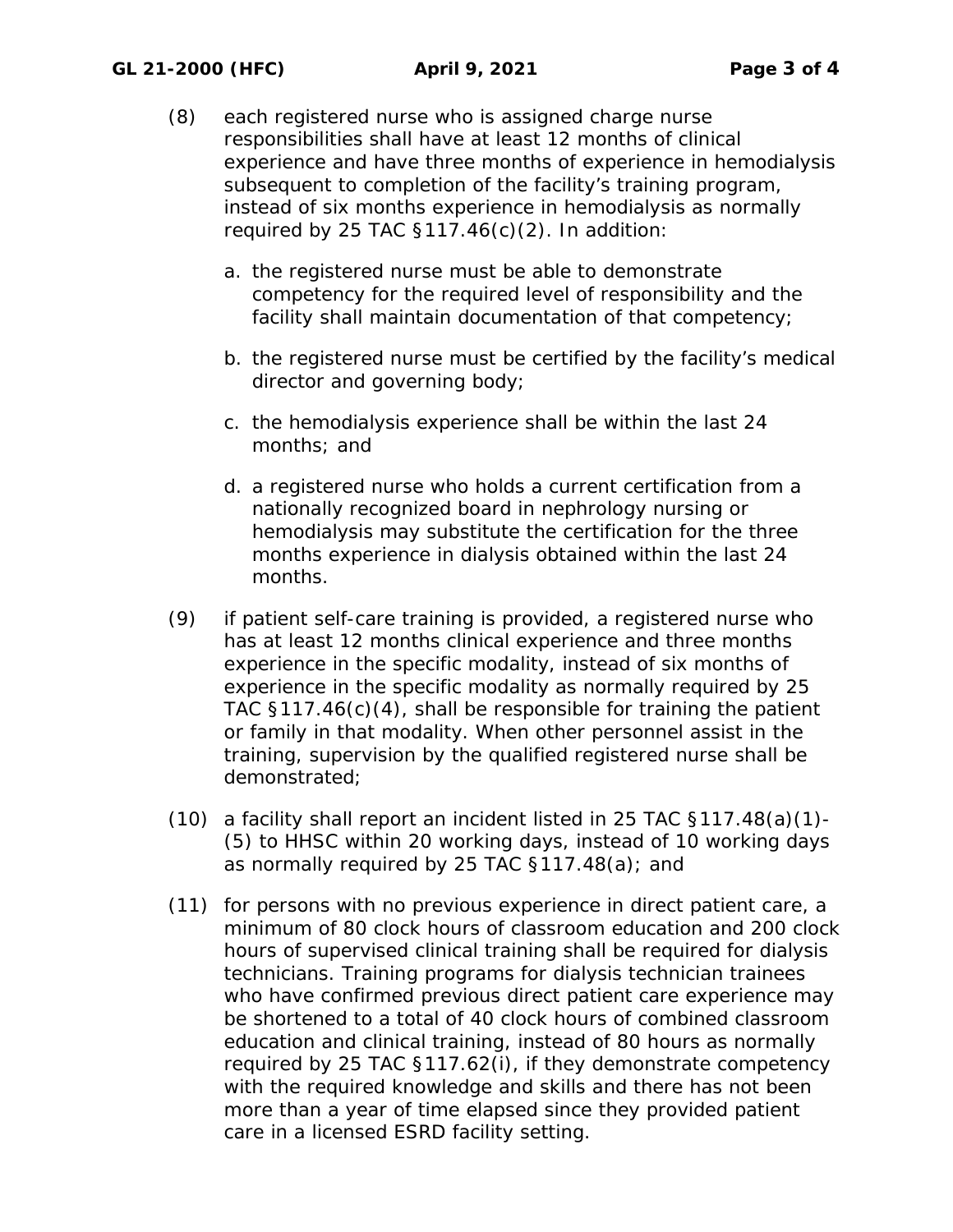(8) each registered nurse who is assigned charge nurse responsibilities shall have at least 12 months of clinical experience and have three months of experience in hemodialysis subsequent to completion of the facility's training program, instead of six months experience in hemodialysis as normally required by 25 TAC §117.46(c)(2). In addition:

   a. the registered nurse must be able to demonstrate competency for the required level of responsibility and the facility shall maintain documentation of that competency;

   b. the registered nurse must be certified by the facility's medical director and governing body;

   c. the hemodialysis experience shall be within the last 24 months; and

   d. a registered nurse who holds a current certification from a nationally recognized board in nephrology nursing or hemodialysis may substitute the certification for the three months experience in dialysis obtained within the last 24 months.

(9) if patient self-care training is provided, a registered nurse who has at least 12 months clinical experience and three months experience in the specific modality, instead of six months of experience in the specific modality as normally required by 25 TAC §117.46(c)(4), shall be responsible for training the patient or family in that modality. When other personnel assist in the training, supervision by the qualified registered nurse shall be demonstrated;

(10) a facility shall report an incident listed in 25 TAC §117.48(a)(1)-(5) to HHSC within 20 working days, instead of 10 working days as normally required by 25 TAC §117.48(a); and

(11) for persons with no previous experience in direct patient care, a minimum of 80 clock hours of classroom education and 200 clock hours of supervised clinical training shall be required for dialysis technicians. Training programs for dialysis technician trainees who have confirmed previous direct patient care experience may be shortened to a total of 40 clock hours of combined classroom education and clinical training, instead of 80 hours as normally required by 25 TAC §117.62(i), if they demonstrate competency with the required knowledge and skills and there has not been more than a year of time elapsed since they provided patient care in a licensed ESRD facility setting.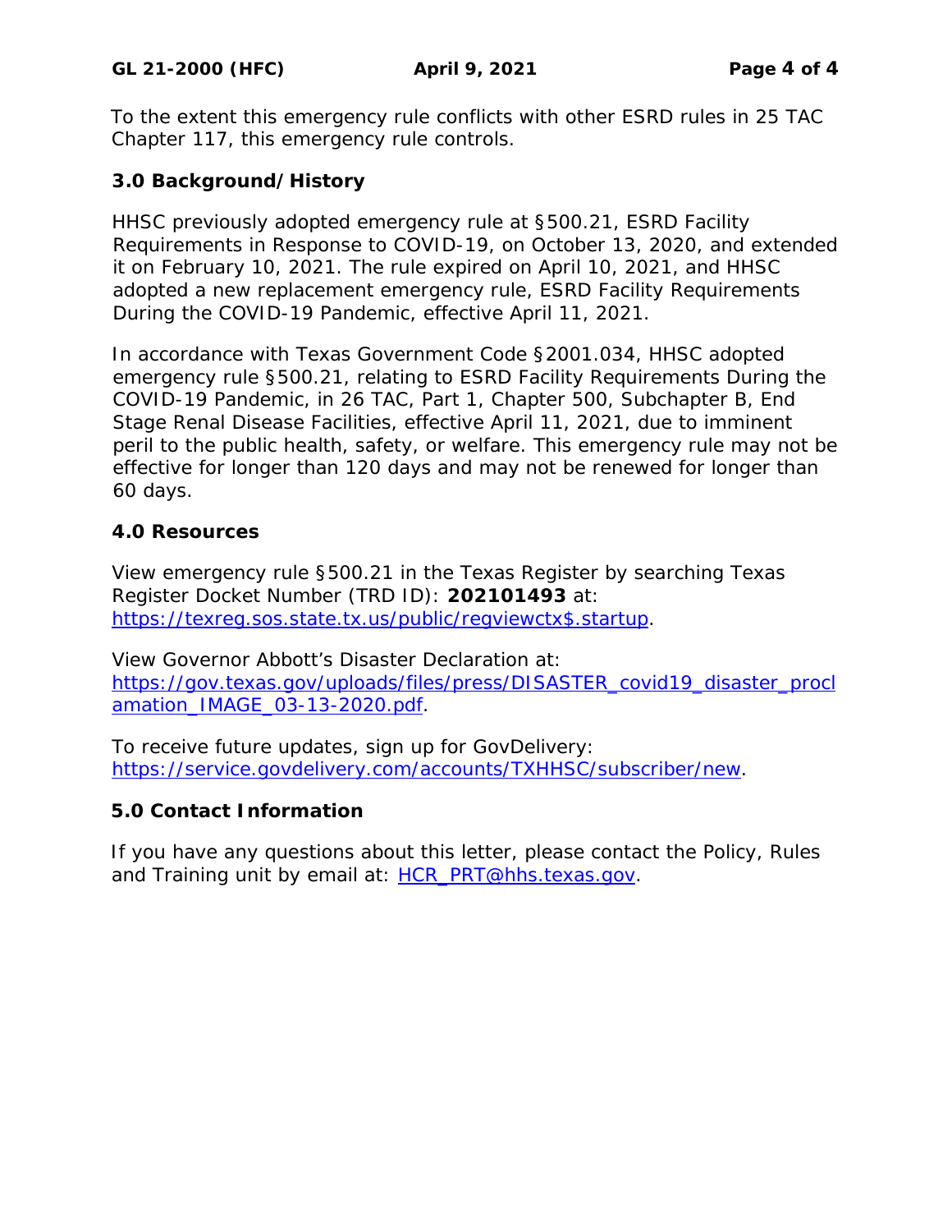To the extent this emergency rule conflicts with other ESRD rules in 25 TAC Chapter 117, this emergency rule controls.

## 3.0 Background/History

HHSC previously adopted emergency rule at §500.21, ESRD Facility Requirements in Response to COVID-19, on October 13, 2020, and extended it on February 10, 2021. The rule expired on April 10, 2021, and HHSC adopted a new replacement emergency rule, ESRD Facility Requirements During the COVID-19 Pandemic, effective April 11, 2021.

In accordance with Texas Government Code §2001.034, HHSC adopted emergency rule §500.21, relating to ESRD Facility Requirements During the COVID-19 Pandemic, in 26 TAC, Part 1, Chapter 500, Subchapter B, End Stage Renal Disease Facilities, effective April 11, 2021, due to imminent peril to the public health, safety, or welfare. This emergency rule may not be effective for longer than 120 days and may not be renewed for longer than 60 days.

## 4.0 Resources

View emergency rule §500.21 in the Texas Register by searching Texas Register Docket Number (TRD ID): **202101493** at: https://texreg.sos.state.tx.us/public/regviewctx$.startup.

View Governor Abbott's Disaster Declaration at: https://gov.texas.gov/uploads/files/press/DISASTER_covid19_disaster_proclamation_IMAGE_03-13-2020.pdf.

To receive future updates, sign up for GovDelivery: https://service.govdelivery.com/accounts/TXHHSC/subscriber/new.

## 5.0 Contact Information

If you have any questions about this letter, please contact the Policy, Rules and Training unit by email at: HCR_PRT@hhs.texas.gov.